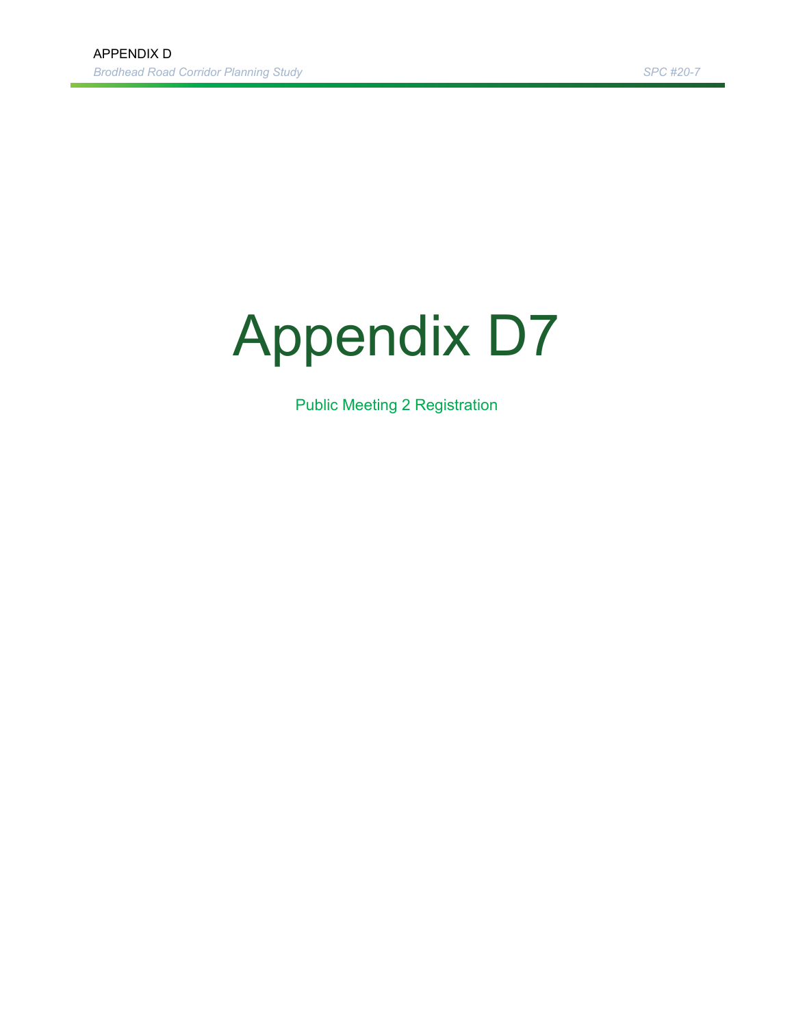# Appendix D7

Public Meeting 2 Registration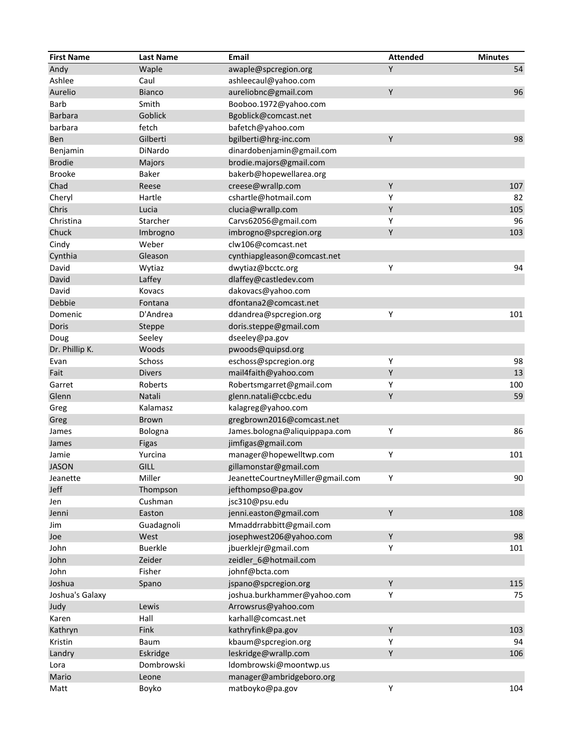| First Name | Last Name | Email | Attended | Minutes |
| --- | --- | --- | --- | --- |
| Andy | Waple | awaple@spcregion.org | Y | 54 |
| Ashlee | Caul | ashleecaul@yahoo.com | | |
| Aurelio | Bianco | aureliobnc@gmail.com | Y | 96 |
| Barb | Smith | Booboo.1972@yahoo.com | | |
| Barbara | Goblick | Bgoblick@comcast.net | | |
| barbara | fetch | bafetch@yahoo.com | | |
| Ben | Gilberti | bgilberti@hrg-inc.com | Y | 98 |
| Benjamin | DiNardo | dinardobenjamin@gmail.com | | |
| Brodie | Majors | brodie.majors@gmail.com | | |
| Brooke | Baker | bakerb@hopewellarea.org | | |
| Chad | Reese | creese@wrallp.com | Y | 107 |
| Cheryl | Hartle | cshartle@hotmail.com | Y | 82 |
| Chris | Lucia | clucia@wrallp.com | Y | 105 |
| Christina | Starcher | Carvs62056@gmail.com | Y | 96 |
| Chuck | Imbrogno | imbrogno@spcregion.org | Y | 103 |
| Cindy | Weber | clw106@comcast.net | | |
| Cynthia | Gleason | cynthiapgleason@comcast.net | | |
| David | Wytiaz | dwytiaz@bcctc.org | Y | 94 |
| David | Laffey | dlaffey@castledev.com | | |
| David | Kovacs | dakovacs@yahoo.com | | |
| Debbie | Fontana | dfontana2@comcast.net | | |
| Domenic | D'Andrea | ddandrea@spcregion.org | Y | 101 |
| Doris | Steppe | doris.steppe@gmail.com | | |
| Doug | Seeley | dseeley@pa.gov | | |
| Dr. Phillip K. | Woods | pwoods@quipsd.org | | |
| Evan | Schoss | eschoss@spcregion.org | Y | 98 |
| Fait | Divers | mail4faith@yahoo.com | Y | 13 |
| Garret | Roberts | Robertsmgarret@gmail.com | Y | 100 |
| Glenn | Natali | glenn.natali@ccbc.edu | Y | 59 |
| Greg | Kalamasz | kalagreg@yahoo.com | | |
| Greg | Brown | gregbrown2016@comcast.net | | |
| James | Bologna | James.bologna@aliquippapa.com | Y | 86 |
| James | Figas | jimfigas@gmail.com | | |
| Jamie | Yurcina | manager@hopewelltwp.com | Y | 101 |
| JASON | GILL | gillamonstar@gmail.com | | |
| Jeanette | Miller | JeanetteCourtneyMiller@gmail.com | Y | 90 |
| Jeff | Thompson | jefthompso@pa.gov | | |
| Jen | Cushman | jsc310@psu.edu | | |
| Jenni | Easton | jenni.easton@gmail.com | Y | 108 |
| Jim | Guadagnoli | Mmaddrrabbitt@gmail.com | | |
| Joe | West | josephwest206@yahoo.com | Y | 98 |
| John | Buerkle | jbuerklejr@gmail.com | Y | 101 |
| John | Zeider | zeidler_6@hotmail.com | | |
| John | Fisher | johnf@bcta.com | | |
| Joshua | Spano | jspano@spcregion.org | Y | 115 |
| Joshua's Galaxy | | joshua.burkhammer@yahoo.com | Y | 75 |
| Judy | Lewis | Arrowsrus@yahoo.com | | |
| Karen | Hall | karhall@comcast.net | | |
| Kathryn | Fink | kathryfink@pa.gov | Y | 103 |
| Kristin | Baum | kbaum@spcregion.org | Y | 94 |
| Landry | Eskridge | leskridge@wrallp.com | Y | 106 |
| Lora | Dombrowski | ldombrowski@moontwp.us | | |
| Mario | Leone | manager@ambridgeboro.org | | |
| Matt | Boyko | matboyko@pa.gov | Y | 104 |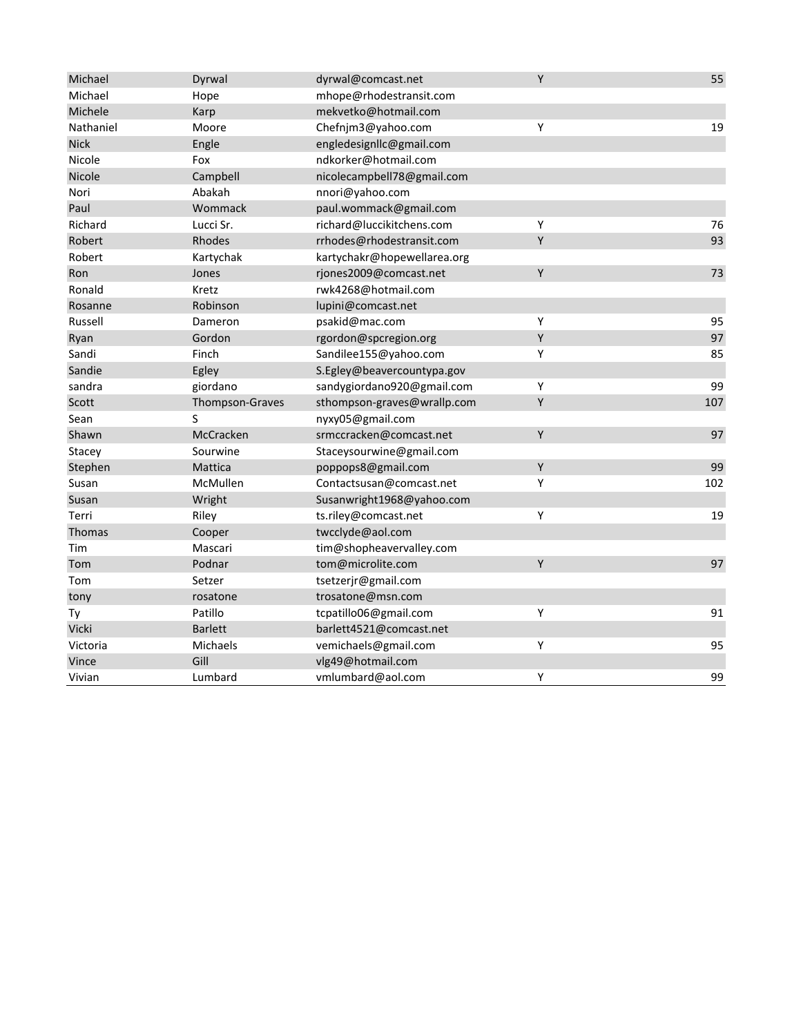| | | | | |
|---|---|---|---|---|
| Michael | Dyrwal | dyrwal@comcast.net | Y | 55 |
| Michael | Hope | mhope@rhodestransit.com | | |
| Michele | Karp | mekvetko@hotmail.com | | |
| Nathaniel | Moore | Chefnjm3@yahoo.com | Y | 19 |
| Nick | Engle | engledesignllc@gmail.com | | |
| Nicole | Fox | ndkorker@hotmail.com | | |
| Nicole | Campbell | nicolecampbell78@gmail.com | | |
| Nori | Abakah | nnori@yahoo.com | | |
| Paul | Wommack | paul.wommack@gmail.com | | |
| Richard | Lucci Sr. | richard@luccikitchens.com | Y | 76 |
| Robert | Rhodes | rrhodes@rhodestransit.com | Y | 93 |
| Robert | Kartychak | kartychakr@hopewellarea.org | | |
| Ron | Jones | rjones2009@comcast.net | Y | 73 |
| Ronald | Kretz | rwk4268@hotmail.com | | |
| Rosanne | Robinson | lupini@comcast.net | | |
| Russell | Dameron | psakid@mac.com | Y | 95 |
| Ryan | Gordon | rgordon@spcregion.org | Y | 97 |
| Sandi | Finch | Sandilee155@yahoo.com | Y | 85 |
| Sandie | Egley | S.Egley@beavercountypa.gov | | |
| sandra | giordano | sandygiordano920@gmail.com | Y | 99 |
| Scott | Thompson-Graves | sthompson-graves@wrallp.com | Y | 107 |
| Sean | S | nyxy05@gmail.com | | |
| Shawn | McCracken | srmccracken@comcast.net | Y | 97 |
| Stacey | Sourwine | Staceysourwine@gmail.com | | |
| Stephen | Mattica | poppops8@gmail.com | Y | 99 |
| Susan | McMullen | Contactsusan@comcast.net | Y | 102 |
| Susan | Wright | Susanwright1968@yahoo.com | | |
| Terri | Riley | ts.riley@comcast.net | Y | 19 |
| Thomas | Cooper | twcclyde@aol.com | | |
| Tim | Mascari | tim@shopheavervalley.com | | |
| Tom | Podnar | tom@microlite.com | Y | 97 |
| Tom | Setzer | tsetzerjr@gmail.com | | |
| tony | rosatone | trosatone@msn.com | | |
| Ty | Patillo | tcpatillo06@gmail.com | Y | 91 |
| Vicki | Barlett | barlett4521@comcast.net | | |
| Victoria | Michaels | vemichaels@gmail.com | Y | 95 |
| Vince | Gill | vlg49@hotmail.com | | |
| Vivian | Lumbard | vmlumbard@aol.com | Y | 99 |